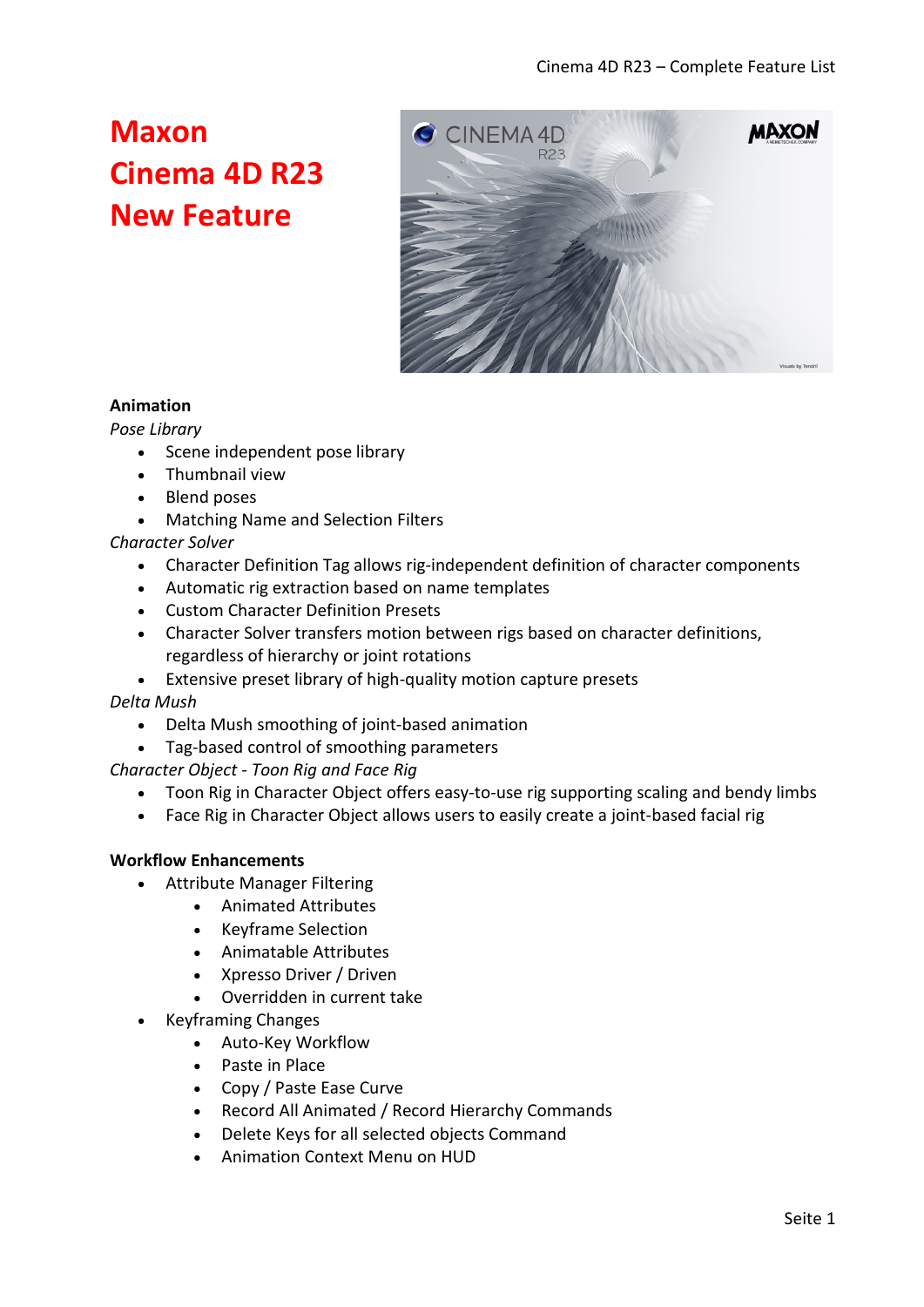# Maxon Cinema 4D R23 New Feature

**Animation**

*Pose Library*

- Scene independent pose library
- Thumbnail view
- Blend poses
- Matching Name and Selection Filters

*Character Solver*

- Character Definition Tag allows rig-independent definition of character components
- Automatic rig extraction based on name templates
- Custom Character Definition Presets
- Character Solver transfers motion between rigs based on character definitions, regardless of hierarchy or joint rotations
- Extensive preset library of high-quality motion capture presets

*Delta Mush*

- Delta Mush smoothing of joint-based animation
- Tag-based control of smoothing parameters

*Character Object - Toon Rig and Face Rig*

- Toon Rig in Character Object offers easy-to-use rig supporting scaling and bendy limbs
- Face Rig in Character Object allows users to easily create a joint-based facial rig

**Workflow Enhancements**

- Attribute Manager Filtering
  - Animated Attributes
  - Keyframe Selection
  - Animatable Attributes
  - Xpresso Driver / Driven
  - Overridden in current take
- Keyframing Changes
  - Auto-Key Workflow
  - Paste in Place
  - Copy / Paste Ease Curve
  - Record All Animated / Record Hierarchy Commands
  - Delete Keys for all selected objects Command
  - Animation Context Menu on HUD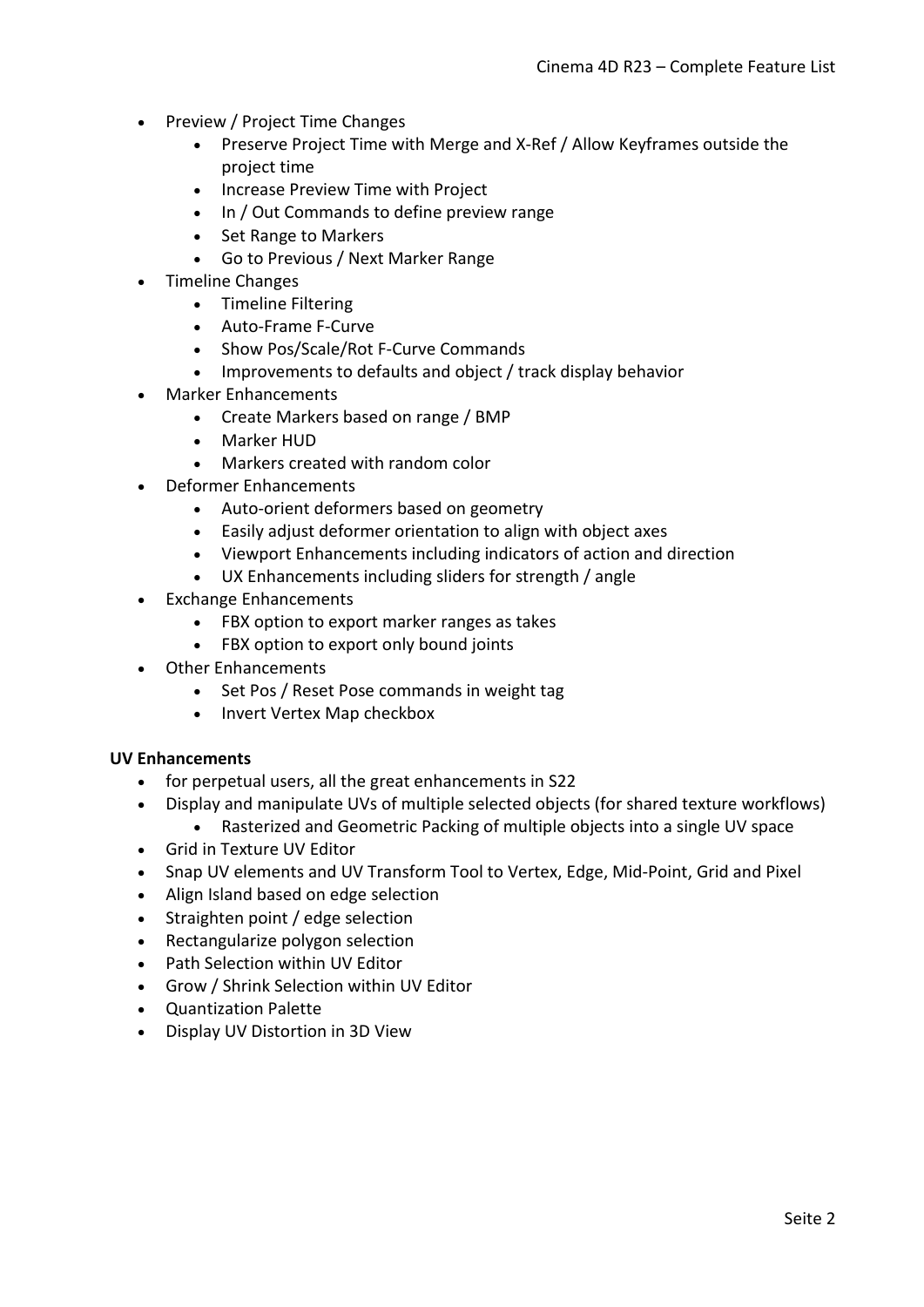- Preview / Project Time Changes
  - Preserve Project Time with Merge and X-Ref / Allow Keyframes outside the project time
  - Increase Preview Time with Project
  - In / Out Commands to define preview range
  - Set Range to Markers
  - Go to Previous / Next Marker Range
- Timeline Changes
  - Timeline Filtering
  - Auto-Frame F-Curve
  - Show Pos/Scale/Rot F-Curve Commands
  - Improvements to defaults and object / track display behavior
- Marker Enhancements
  - Create Markers based on range / BMP
  - Marker HUD
  - Markers created with random color
- Deformer Enhancements
  - Auto-orient deformers based on geometry
  - Easily adjust deformer orientation to align with object axes
  - Viewport Enhancements including indicators of action and direction
  - UX Enhancements including sliders for strength / angle
- Exchange Enhancements
  - FBX option to export marker ranges as takes
  - FBX option to export only bound joints
- Other Enhancements
  - Set Pos / Reset Pose commands in weight tag
  - Invert Vertex Map checkbox

**UV Enhancements**

- for perpetual users, all the great enhancements in S22
- Display and manipulate UVs of multiple selected objects (for shared texture workflows)
  - Rasterized and Geometric Packing of multiple objects into a single UV space
- Grid in Texture UV Editor
- Snap UV elements and UV Transform Tool to Vertex, Edge, Mid-Point, Grid and Pixel
- Align Island based on edge selection
- Straighten point / edge selection
- Rectangularize polygon selection
- Path Selection within UV Editor
- Grow / Shrink Selection within UV Editor
- Quantization Palette
- Display UV Distortion in 3D View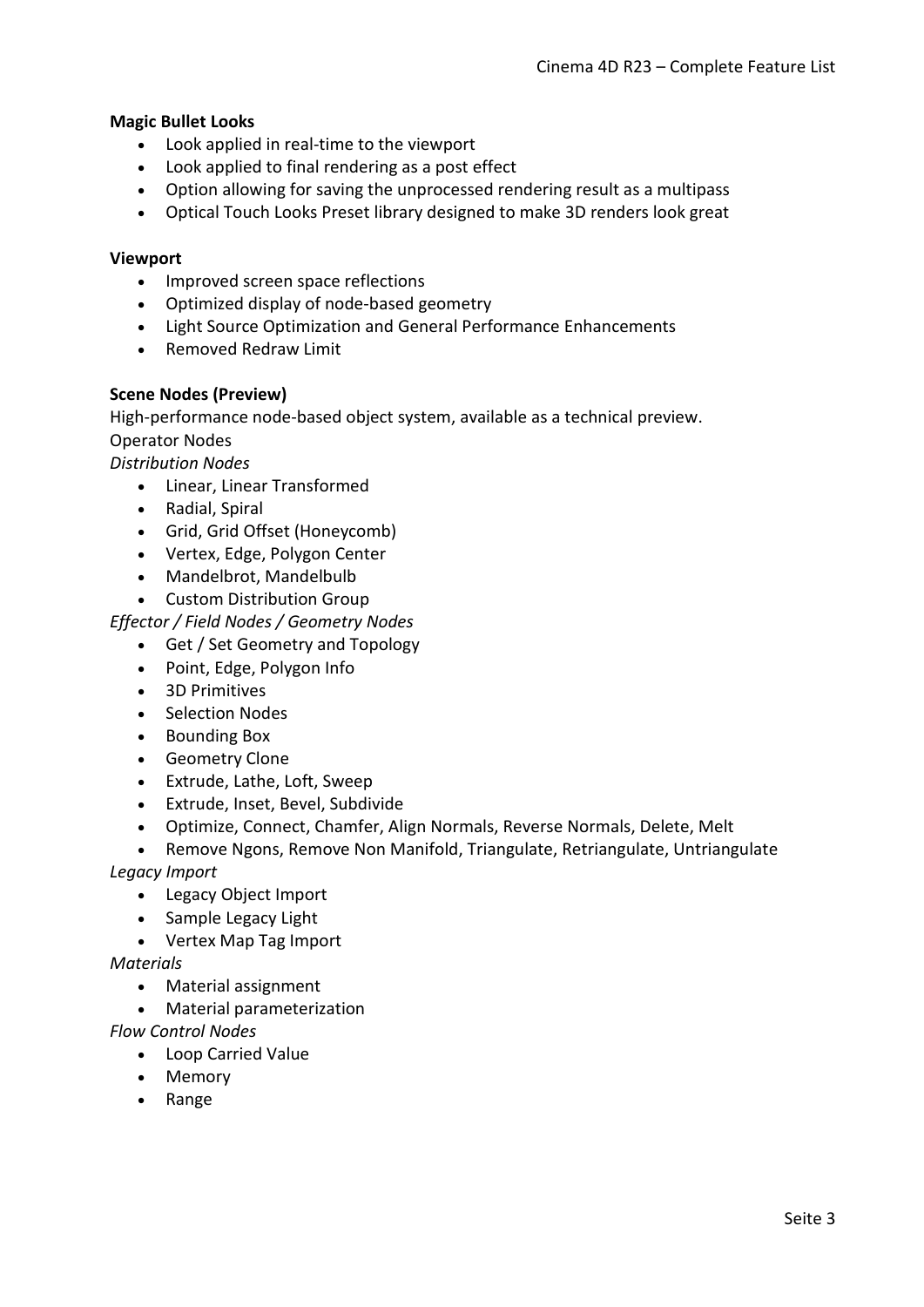**Magic Bullet Looks**

- Look applied in real-time to the viewport
- Look applied to final rendering as a post effect
- Option allowing for saving the unprocessed rendering result as a multipass
- Optical Touch Looks Preset library designed to make 3D renders look great

**Viewport**

- Improved screen space reflections
- Optimized display of node-based geometry
- Light Source Optimization and General Performance Enhancements
- Removed Redraw Limit

**Scene Nodes (Preview)**

High-performance node-based object system, available as a technical preview.
Operator Nodes

*Distribution Nodes*

- Linear, Linear Transformed
- Radial, Spiral
- Grid, Grid Offset (Honeycomb)
- Vertex, Edge, Polygon Center
- Mandelbrot, Mandelbulb
- Custom Distribution Group

*Effector / Field Nodes / Geometry Nodes*

- Get / Set Geometry and Topology
- Point, Edge, Polygon Info
- 3D Primitives
- Selection Nodes
- Bounding Box
- Geometry Clone
- Extrude, Lathe, Loft, Sweep
- Extrude, Inset, Bevel, Subdivide
- Optimize, Connect, Chamfer, Align Normals, Reverse Normals, Delete, Melt
- Remove Ngons, Remove Non Manifold, Triangulate, Retriangulate, Untriangulate

*Legacy Import*

- Legacy Object Import
- Sample Legacy Light
- Vertex Map Tag Import

*Materials*

- Material assignment
- Material parameterization

*Flow Control Nodes*

- Loop Carried Value
- Memory
- Range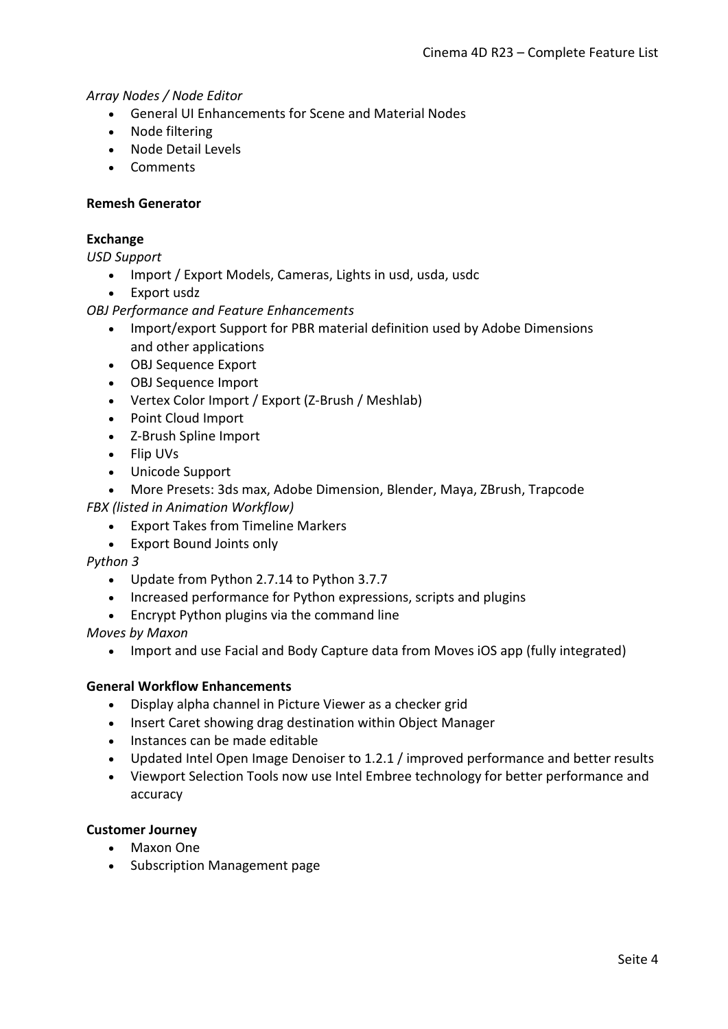*Array Nodes / Node Editor*

- General UI Enhancements for Scene and Material Nodes
- Node filtering
- Node Detail Levels
- Comments

**Remesh Generator**

**Exchange**

*USD Support*

- Import / Export Models, Cameras, Lights in usd, usda, usdc
- Export usdz

*OBJ Performance and Feature Enhancements*

- Import/export Support for PBR material definition used by Adobe Dimensions and other applications
- OBJ Sequence Export
- OBJ Sequence Import
- Vertex Color Import / Export (Z-Brush / Meshlab)
- Point Cloud Import
- Z-Brush Spline Import
- Flip UVs
- Unicode Support
- More Presets: 3ds max, Adobe Dimension, Blender, Maya, ZBrush, Trapcode

*FBX (listed in Animation Workflow)*

- Export Takes from Timeline Markers
- Export Bound Joints only

*Python 3*

- Update from Python 2.7.14 to Python 3.7.7
- Increased performance for Python expressions, scripts and plugins
- Encrypt Python plugins via the command line

*Moves by Maxon*

- Import and use Facial and Body Capture data from Moves iOS app (fully integrated)

**General Workflow Enhancements**

- Display alpha channel in Picture Viewer as a checker grid
- Insert Caret showing drag destination within Object Manager
- Instances can be made editable
- Updated Intel Open Image Denoiser to 1.2.1 / improved performance and better results
- Viewport Selection Tools now use Intel Embree technology for better performance and accuracy

**Customer Journey**

- Maxon One
- Subscription Management page